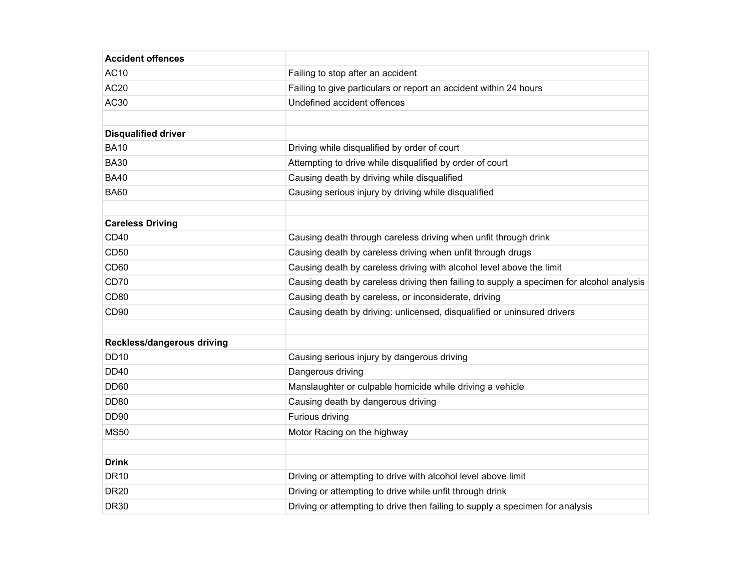| **Accident offences** | |
| --- | --- |
| AC10 | Failing to stop after an accident |
| AC20 | Failing to give particulars or report an accident within 24 hours |
| AC30 | Undefined accident offences |
| | |
| **Disqualified driver** | |
| BA10 | Driving while disqualified by order of court |
| BA30 | Attempting to drive while disqualified by order of court |
| BA40 | Causing death by driving while disqualified |
| BA60 | Causing serious injury by driving while disqualified |
| | |
| **Careless Driving** | |
| CD40 | Causing death through careless driving when unfit through drink |
| CD50 | Causing death by careless driving when unfit through drugs |
| CD60 | Causing death by careless driving with alcohol level above the limit |
| CD70 | Causing death by careless driving then failing to supply a specimen for alcohol analysis |
| CD80 | Causing death by careless, or inconsiderate, driving |
| CD90 | Causing death by driving: unlicensed, disqualified or uninsured drivers |
| | |
| **Reckless/dangerous driving** | |
| DD10 | Causing serious injury by dangerous driving |
| DD40 | Dangerous driving |
| DD60 | Manslaughter or culpable homicide while driving a vehicle |
| DD80 | Causing death by dangerous driving |
| DD90 | Furious driving |
| MS50 | Motor Racing on the highway |
| | |
| **Drink** | |
| DR10 | Driving or attempting to drive with alcohol level above limit |
| DR20 | Driving or attempting to drive while unfit through drink |
| DR30 | Driving or attempting to drive then failing to supply a specimen for analysis |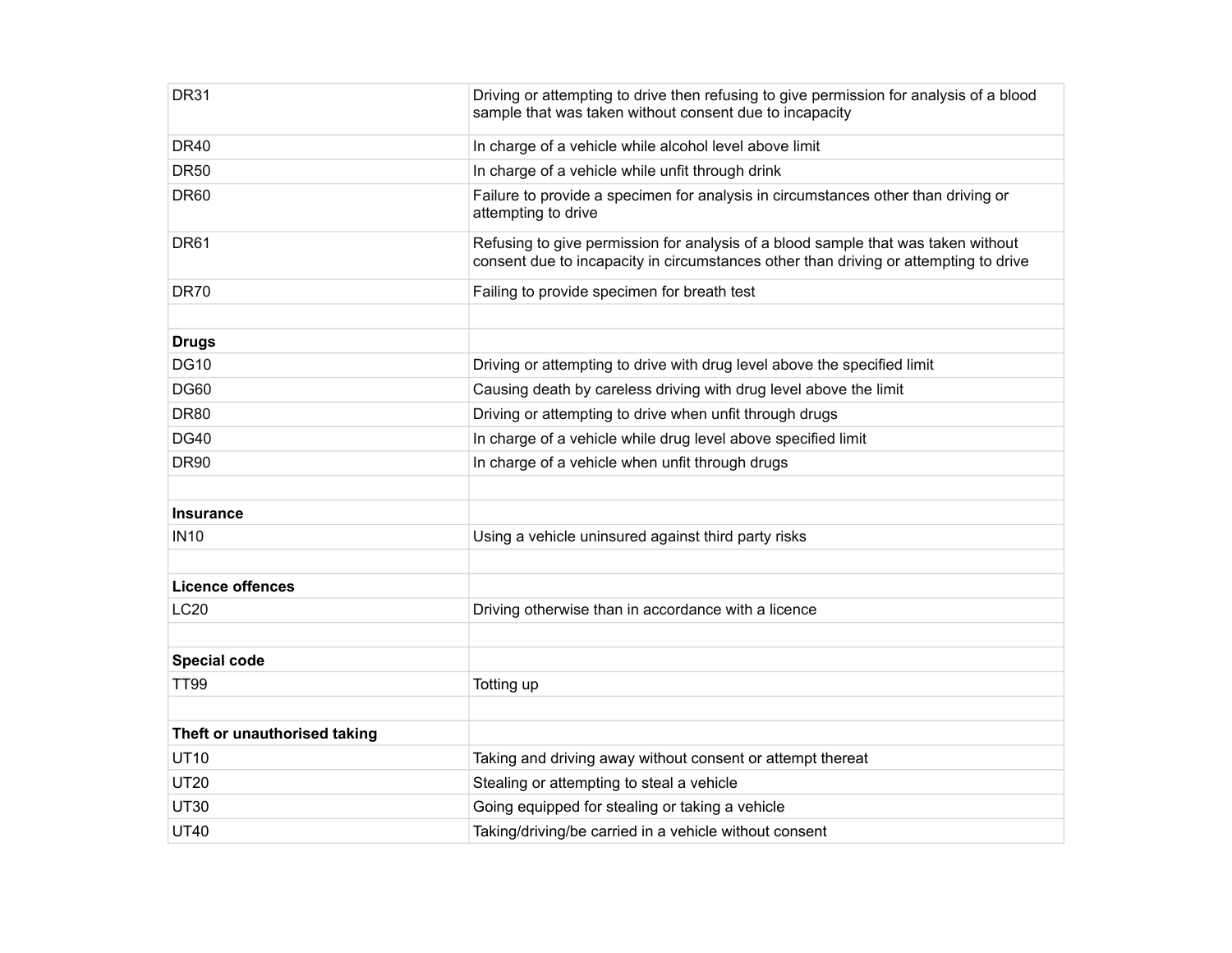| DR31 | Driving or attempting to drive then refusing to give permission for analysis of a blood sample that was taken without consent due to incapacity |
| --- | --- |
| DR40 | In charge of a vehicle while alcohol level above limit |
| DR50 | In charge of a vehicle while unfit through drink |
| DR60 | Failure to provide a specimen for analysis in circumstances other than driving or attempting to drive |
| DR61 | Refusing to give permission for analysis of a blood sample that was taken without consent due to incapacity in circumstances other than driving or attempting to drive |
| DR70 | Failing to provide specimen for breath test |
| | |
| **Drugs** | |
| DG10 | Driving or attempting to drive with drug level above the specified limit |
| DG60 | Causing death by careless driving with drug level above the limit |
| DR80 | Driving or attempting to drive when unfit through drugs |
| DG40 | In charge of a vehicle while drug level above specified limit |
| DR90 | In charge of a vehicle when unfit through drugs |
| | |
| **Insurance** | |
| IN10 | Using a vehicle uninsured against third party risks |
| | |
| **Licence offences** | |
| LC20 | Driving otherwise than in accordance with a licence |
| | |
| **Special code** | |
| TT99 | Totting up |
| | |
| **Theft or unauthorised taking** | |
| UT10 | Taking and driving away without consent or attempt thereat |
| UT20 | Stealing or attempting to steal a vehicle |
| UT30 | Going equipped for stealing or taking a vehicle |
| UT40 | Taking/driving/be carried in a vehicle without consent |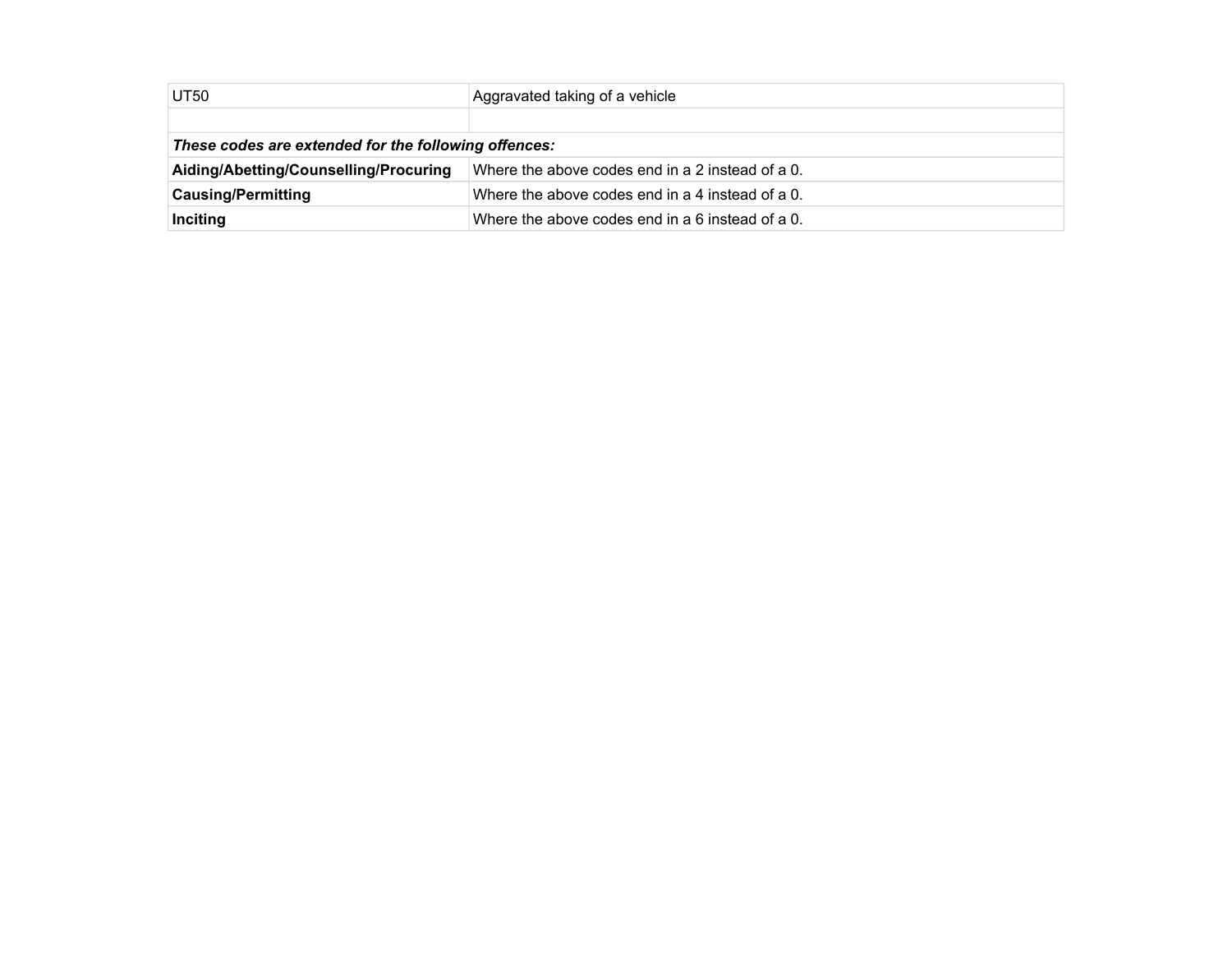| | |
|---|---|
| UT50 | Aggravated taking of a vehicle |
| | |
| ***These codes are extended for the following offences:*** | |
| **Aiding/Abetting/Counselling/Procuring** | Where the above codes end in a 2 instead of a 0. |
| **Causing/Permitting** | Where the above codes end in a 4 instead of a 0. |
| **Inciting** | Where the above codes end in a 6 instead of a 0. |